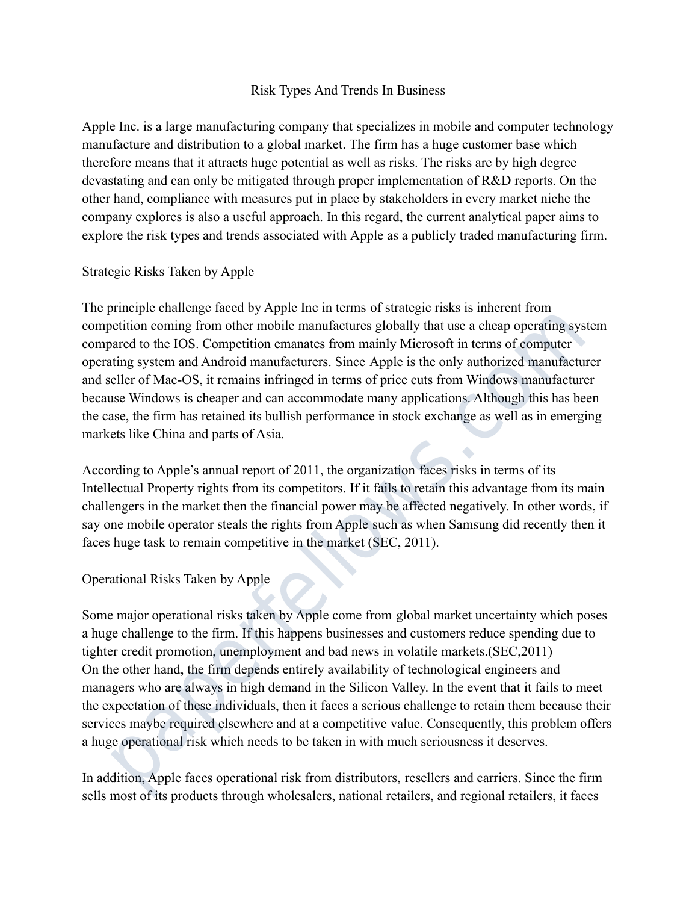# Risk Types And Trends In Business

Apple Inc. is a large manufacturing company that specializes in mobile and computer technology manufacture and distribution to a global market. The firm has a huge customer base which therefore means that it attracts huge potential as well as risks. The risks are by high degree devastating and can only be mitigated through proper implementation of R&D reports. On the other hand, compliance with measures put in place by stakeholders in every market niche the company explores is also a useful approach. In this regard, the current analytical paper aims to explore the risk types and trends associated with Apple as a publicly traded manufacturing firm.

## Strategic Risks Taken by Apple

The principle challenge faced by Apple Inc in terms of strategic risks is inherent from competition coming from other mobile manufactures globally that use a cheap operating system compared to the IOS. Competition emanates from mainly Microsoft in terms of computer operating system and Android manufacturers. Since Apple is the only authorized manufacturer and seller of Mac-OS, it remains infringed in terms of price cuts from Windows manufacturer because Windows is cheaper and can accommodate many applications. Although this has been the case, the firm has retained its bullish performance in stock exchange as well as in emerging markets like China and parts of Asia.

According to Apple's annual report of 2011, the organization faces risks in terms of its Intellectual Property rights from its competitors. If it fails to retain this advantage from its main challengers in the market then the financial power may be affected negatively. In other words, if say one mobile operator steals the rights from Apple such as when Samsung did recently then it faces huge task to remain competitive in the market (SEC, 2011).

## Operational Risks Taken by Apple

Some major operational risks taken by Apple come from global market uncertainty which poses a huge challenge to the firm. If this happens businesses and customers reduce spending due to tighter credit promotion, unemployment and bad news in volatile markets.(SEC,2011)
On the other hand, the firm depends entirely availability of technological engineers and managers who are always in high demand in the Silicon Valley. In the event that it fails to meet the expectation of these individuals, then it faces a serious challenge to retain them because their services maybe required elsewhere and at a competitive value. Consequently, this problem offers a huge operational risk which needs to be taken in with much seriousness it deserves.

In addition, Apple faces operational risk from distributors, resellers and carriers. Since the firm sells most of its products through wholesalers, national retailers, and regional retailers, it faces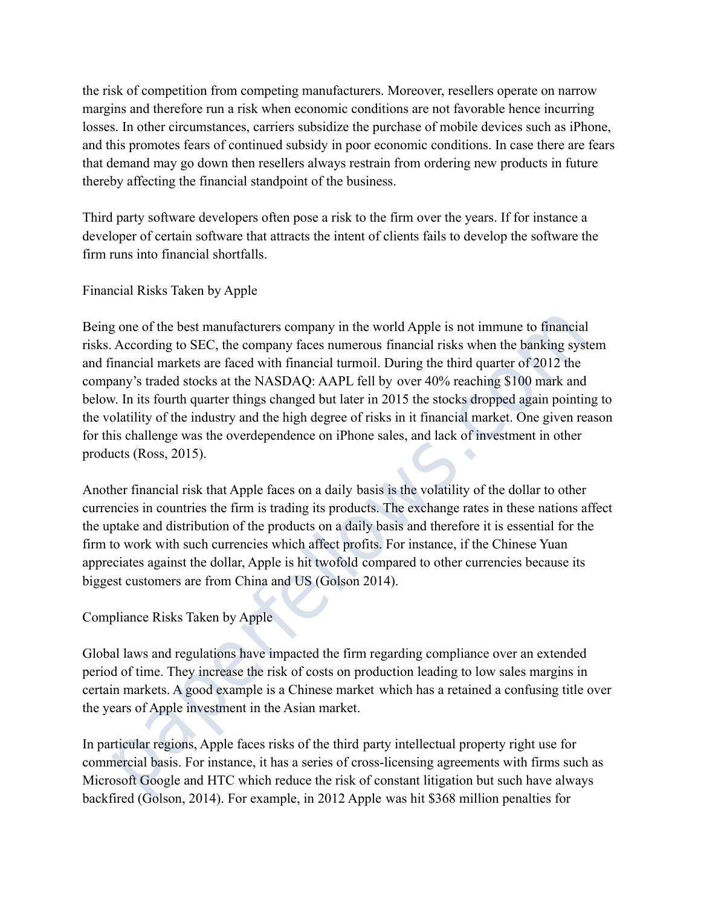the risk of competition from competing manufacturers. Moreover, resellers operate on narrow margins and therefore run a risk when economic conditions are not favorable hence incurring losses. In other circumstances, carriers subsidize the purchase of mobile devices such as iPhone, and this promotes fears of continued subsidy in poor economic conditions. In case there are fears that demand may go down then resellers always restrain from ordering new products in future thereby affecting the financial standpoint of the business.

Third party software developers often pose a risk to the firm over the years. If for instance a developer of certain software that attracts the intent of clients fails to develop the software the firm runs into financial shortfalls.

## Financial Risks Taken by Apple

Being one of the best manufacturers company in the world Apple is not immune to financial risks. According to SEC, the company faces numerous financial risks when the banking system and financial markets are faced with financial turmoil. During the third quarter of 2012 the company's traded stocks at the NASDAQ: AAPL fell by over 40% reaching $100 mark and below. In its fourth quarter things changed but later in 2015 the stocks dropped again pointing to the volatility of the industry and the high degree of risks in it financial market. One given reason for this challenge was the overdependence on iPhone sales, and lack of investment in other products (Ross, 2015).

Another financial risk that Apple faces on a daily basis is the volatility of the dollar to other currencies in countries the firm is trading its products. The exchange rates in these nations affect the uptake and distribution of the products on a daily basis and therefore it is essential for the firm to work with such currencies which affect profits. For instance, if the Chinese Yuan appreciates against the dollar, Apple is hit twofold compared to other currencies because its biggest customers are from China and US (Golson 2014).

## Compliance Risks Taken by Apple

Global laws and regulations have impacted the firm regarding compliance over an extended period of time. They increase the risk of costs on production leading to low sales margins in certain markets. A good example is a Chinese market which has a retained a confusing title over the years of Apple investment in the Asian market.

In particular regions, Apple faces risks of the third party intellectual property right use for commercial basis. For instance, it has a series of cross-licensing agreements with firms such as Microsoft Google and HTC which reduce the risk of constant litigation but such have always backfired (Golson, 2014). For example, in 2012 Apple was hit $368 million penalties for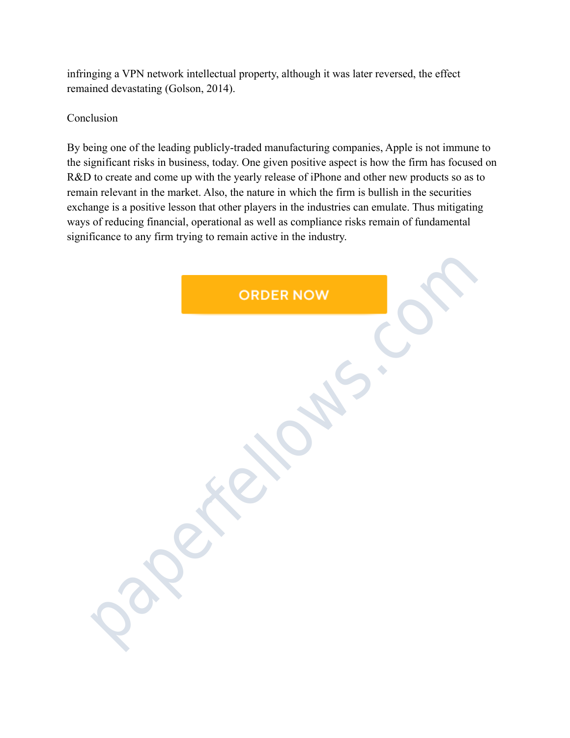infringing a VPN network intellectual property, although it was later reversed, the effect remained devastating (Golson, 2014).

## Conclusion

By being one of the leading publicly-traded manufacturing companies, Apple is not immune to the significant risks in business, today. One given positive aspect is how the firm has focused on R&D to create and come up with the yearly release of iPhone and other new products so as to remain relevant in the market. Also, the nature in which the firm is bullish in the securities exchange is a positive lesson that other players in the industries can emulate. Thus mitigating ways of reducing financial, operational as well as compliance risks remain of fundamental significance to any firm trying to remain active in the industry.